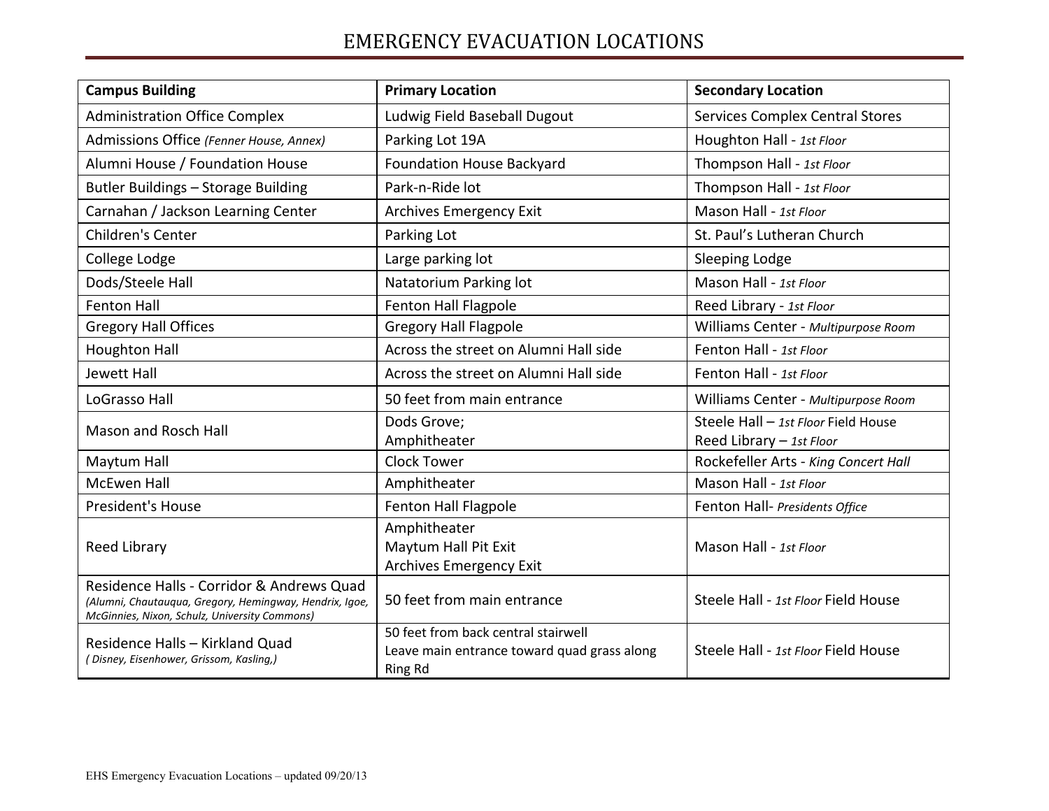# EMERGENCY EVACUATION LOCATIONS

| Campus Building | Primary Location | Secondary Location |
|---|---|---|
| Administration Office Complex | Ludwig Field Baseball Dugout | Services Complex Central Stores |
| Admissions Office *(Fenner House, Annex)* | Parking Lot 19A | Houghton Hall - *1st Floor* |
| Alumni House / Foundation House | Foundation House Backyard | Thompson Hall - *1st Floor* |
| Butler Buildings – Storage Building | Park-n-Ride lot | Thompson Hall - *1st Floor* |
| Carnahan / Jackson Learning Center | Archives Emergency Exit | Mason Hall - *1st Floor* |
| Children's Center | Parking Lot | St. Paul's Lutheran Church |
| College Lodge | Large parking lot | Sleeping Lodge |
| Dods/Steele Hall | Natatorium Parking lot | Mason Hall - *1st Floor* |
| Fenton Hall | Fenton Hall Flagpole | Reed Library - *1st Floor* |
| Gregory Hall Offices | Gregory Hall Flagpole | Williams Center - *Multipurpose Room* |
| Houghton Hall | Across the street on Alumni Hall side | Fenton Hall - *1st Floor* |
| Jewett Hall | Across the street on Alumni Hall side | Fenton Hall - *1st Floor* |
| LoGrasso Hall | 50 feet from main entrance | Williams Center - *Multipurpose Room* |
| Mason and Rosch Hall | Dods Grove;<br>Amphitheater | Steele Hall – *1st Floor* Field House<br>Reed Library – *1st Floor* |
| Maytum Hall | Clock Tower | Rockefeller Arts - *King Concert Hall* |
| McEwen Hall | Amphitheater | Mason Hall - *1st Floor* |
| President's House | Fenton Hall Flagpole | Fenton Hall- *Presidents Office* |
| Reed Library | Amphitheater<br>Maytum Hall Pit Exit<br>Archives Emergency Exit | Mason Hall - *1st Floor* |
| Residence Halls - Corridor & Andrews Quad *(Alumni, Chautauqua, Gregory, Hemingway, Hendrix, Igoe, McGinnies, Nixon, Schulz, University Commons)* | 50 feet from main entrance | Steele Hall - *1st Floor* Field House |
| Residence Halls – Kirkland Quad *( Disney, Eisenhower, Grissom, Kasling,)* | 50 feet from back central stairwell<br>Leave main entrance toward quad grass along Ring Rd | Steele Hall - *1st Floor* Field House |

EHS Emergency Evacuation Locations – updated 09/20/13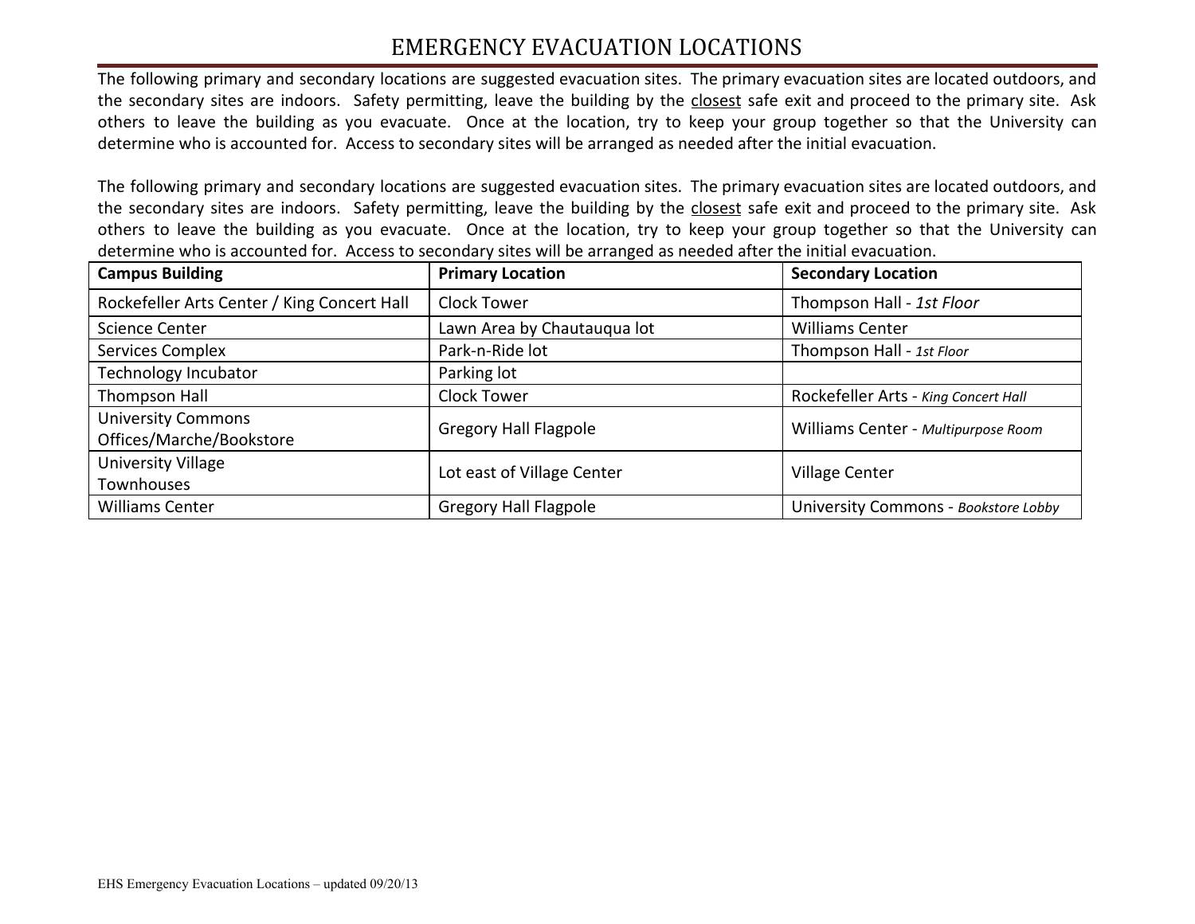# EMERGENCY EVACUATION LOCATIONS

The following primary and secondary locations are suggested evacuation sites. The primary evacuation sites are located outdoors, and the secondary sites are indoors. Safety permitting, leave the building by the closest safe exit and proceed to the primary site. Ask others to leave the building as you evacuate. Once at the location, try to keep your group together so that the University can determine who is accounted for. Access to secondary sites will be arranged as needed after the initial evacuation.

The following primary and secondary locations are suggested evacuation sites. The primary evacuation sites are located outdoors, and the secondary sites are indoors. Safety permitting, leave the building by the closest safe exit and proceed to the primary site. Ask others to leave the building as you evacuate. Once at the location, try to keep your group together so that the University can determine who is accounted for. Access to secondary sites will be arranged as needed after the initial evacuation.

| **Campus Building** | **Primary Location** | **Secondary Location** |
|---|---|---|
| Rockefeller Arts Center / King Concert Hall | Clock Tower | Thompson Hall - *1st Floor* |
| Science Center | Lawn Area by Chautauqua lot | Williams Center |
| Services Complex | Park-n-Ride lot | Thompson Hall - *1st Floor* |
| Technology Incubator | Parking lot | |
| Thompson Hall | Clock Tower | Rockefeller Arts - *King Concert Hall* |
| University Commons Offices/Marche/Bookstore | Gregory Hall Flagpole | Williams Center - *Multipurpose Room* |
| University Village Townhouses | Lot east of Village Center | Village Center |
| Williams Center | Gregory Hall Flagpole | University Commons - *Bookstore Lobby* |

EHS Emergency Evacuation Locations – updated 09/20/13